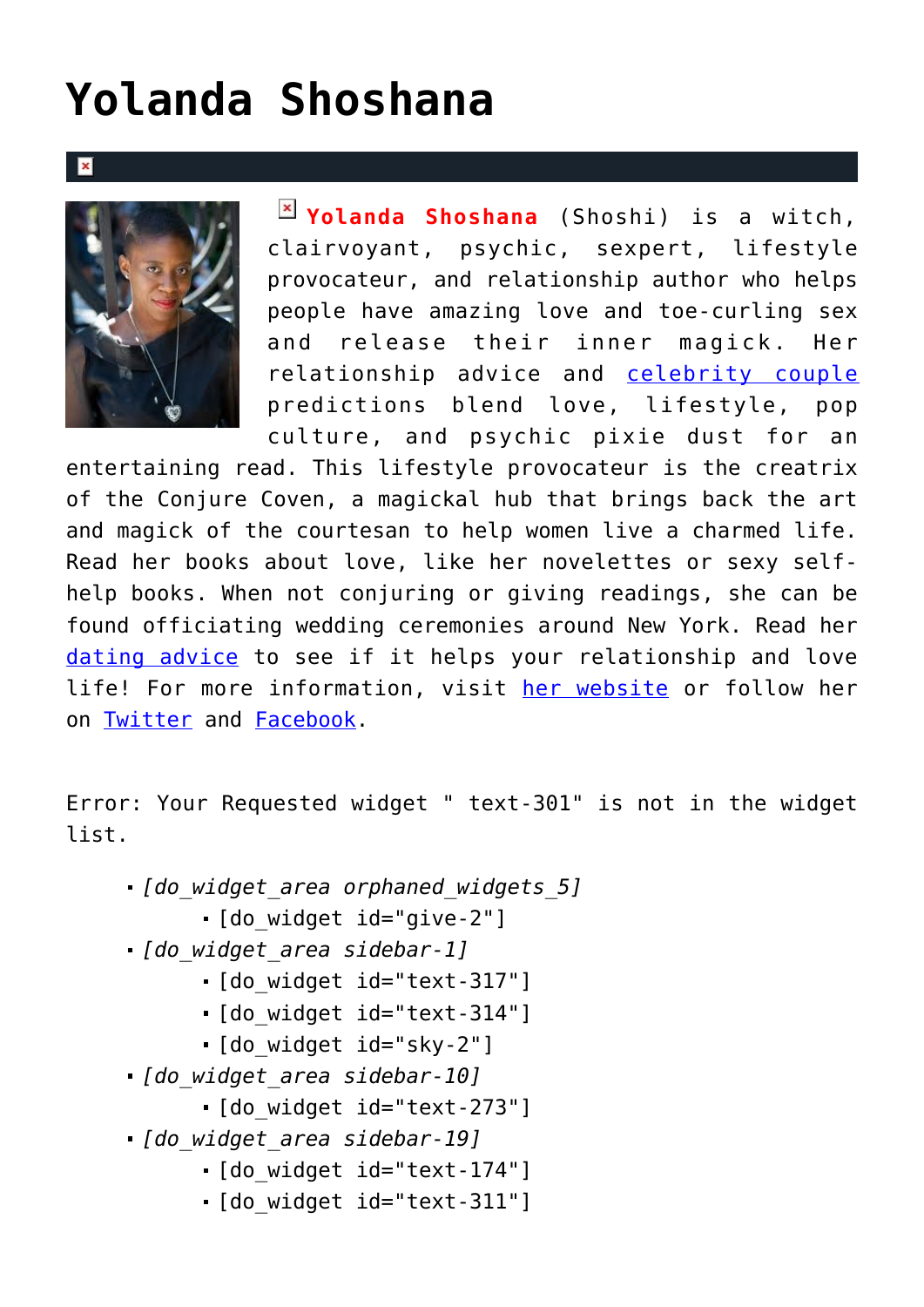# Yolanda Shoshana

**Yolanda Shoshana** (Shoshi) is a witch, clairvoyant, psychic, sexpert, lifestyle provocateur, and relationship author who helps people have amazing love and toe-curling sex and release their inner magick. Her relationship advice and celebrity couple predictions blend love, lifestyle, pop culture, and psychic pixie dust for an entertaining read. This lifestyle provocateur is the creatrix of the Conjure Coven, a magickal hub that brings back the art and magick of the courtesan to help women live a charmed life. Read her books about love, like her novelettes or sexy self-help books. When not conjuring or giving readings, she can be found officiating wedding ceremonies around New York. Read her dating advice to see if it helps your relationship and love life! For more information, visit her website or follow her on Twitter and Facebook.

Error: Your Requested widget " text-301" is not in the widget list.

- *[do_widget_area orphaned_widgets_5]*
  - [do_widget id="give-2"]
- *[do_widget_area sidebar-1]*
  - [do_widget id="text-317"]
  - [do_widget id="text-314"]
  - [do_widget id="sky-2"]
- *[do_widget_area sidebar-10]*
  - [do_widget id="text-273"]
- *[do_widget_area sidebar-19]*
  - [do_widget id="text-174"]
  - [do_widget id="text-311"]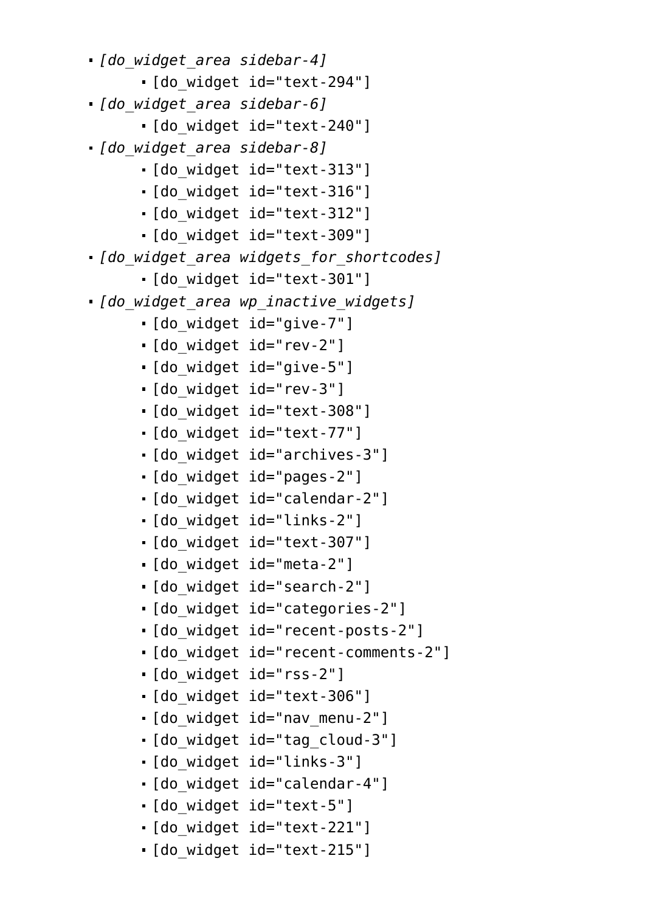- *[do_widget_area sidebar-4]*
    - [do_widget id="text-294"]
- *[do_widget_area sidebar-6]*
    - [do_widget id="text-240"]
- *[do_widget_area sidebar-8]*
    - [do_widget id="text-313"]
    - [do_widget id="text-316"]
    - [do_widget id="text-312"]
    - [do_widget id="text-309"]
- *[do_widget_area widgets_for_shortcodes]*
    - [do_widget id="text-301"]
- *[do_widget_area wp_inactive_widgets]*
    - [do_widget id="give-7"]
    - [do_widget id="rev-2"]
    - [do_widget id="give-5"]
    - [do_widget id="rev-3"]
    - [do_widget id="text-308"]
    - [do_widget id="text-77"]
    - [do_widget id="archives-3"]
    - [do_widget id="pages-2"]
    - [do_widget id="calendar-2"]
    - [do_widget id="links-2"]
    - [do_widget id="text-307"]
    - [do_widget id="meta-2"]
    - [do_widget id="search-2"]
    - [do_widget id="categories-2"]
    - [do_widget id="recent-posts-2"]
    - [do_widget id="recent-comments-2"]
    - [do_widget id="rss-2"]
    - [do_widget id="text-306"]
    - [do_widget id="nav_menu-2"]
    - [do_widget id="tag_cloud-3"]
    - [do_widget id="links-3"]
    - [do_widget id="calendar-4"]
    - [do_widget id="text-5"]
    - [do_widget id="text-221"]
    - [do_widget id="text-215"]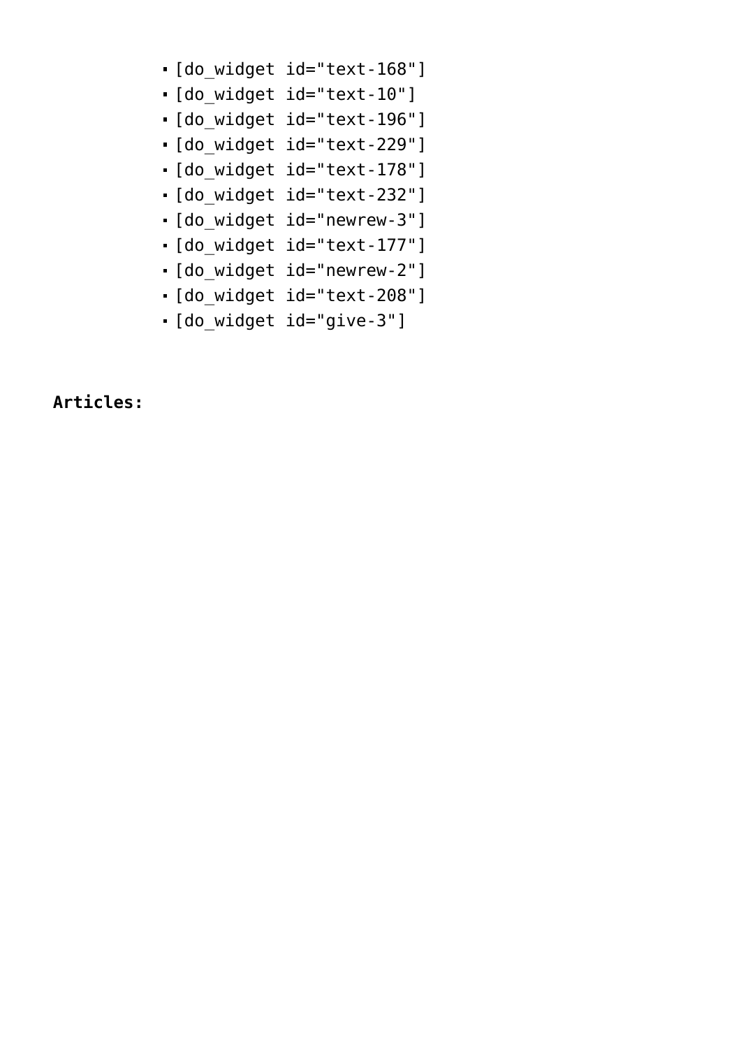- [do_widget id="text-168"]
- [do_widget id="text-10"]
- [do_widget id="text-196"]
- [do_widget id="text-229"]
- [do_widget id="text-178"]
- [do_widget id="text-232"]
- [do_widget id="newrew-3"]
- [do_widget id="text-177"]
- [do_widget id="newrew-2"]
- [do_widget id="text-208"]
- [do_widget id="give-3"]

**Articles:**